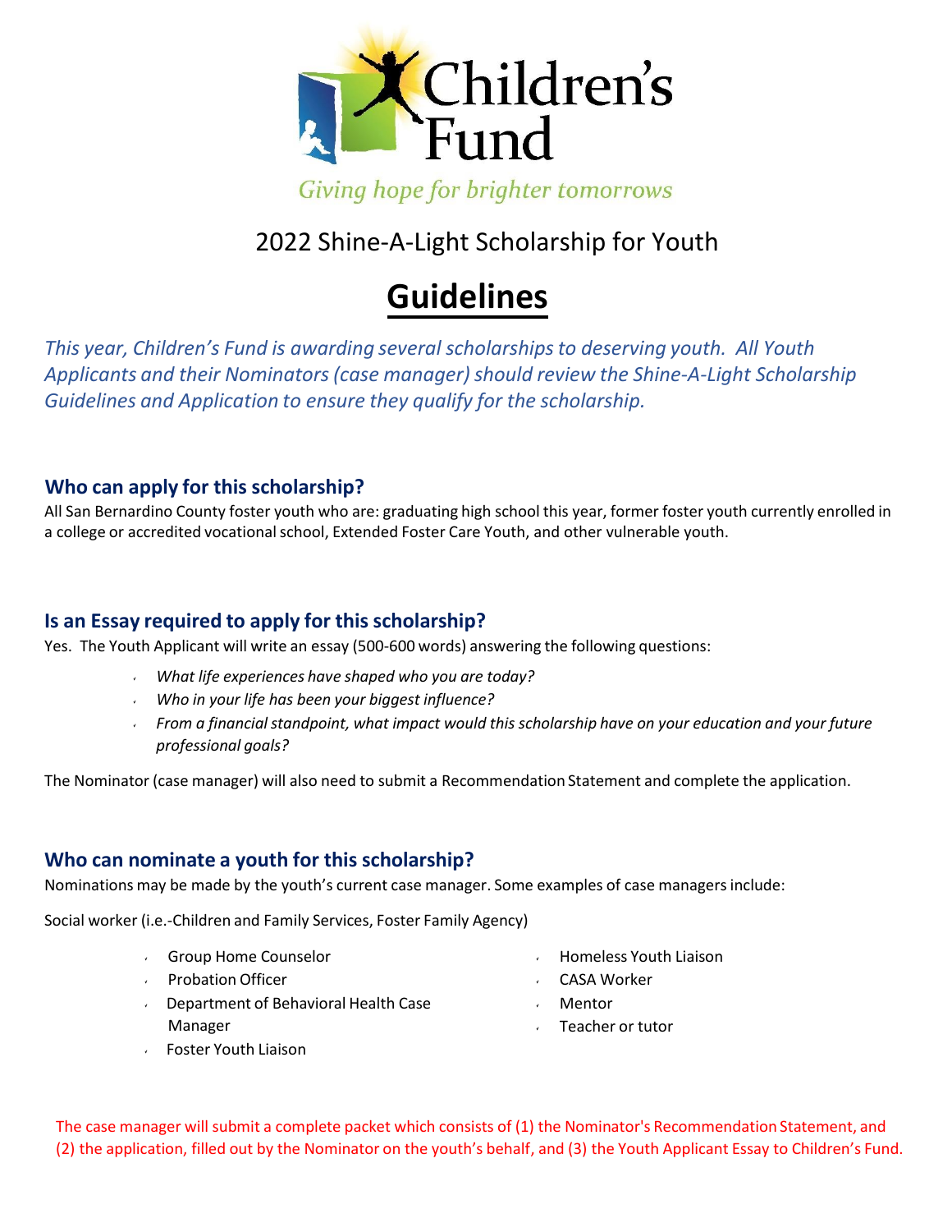Children's Fund

*Giving hope for brighter tomorrows*

2022 Shine-A-Light Scholarship for Youth

# Guidelines

*This year, Children's Fund is awarding several scholarships to deserving youth. All Youth Applicants and their Nominators (case manager) should review the Shine-A-Light Scholarship Guidelines and Application to ensure they qualify for the scholarship.*

## Who can apply for this scholarship?

All San Bernardino County foster youth who are: graduating high school this year, former foster youth currently enrolled in a college or accredited vocational school, Extended Foster Care Youth, and other vulnerable youth.

## Is an Essay required to apply for this scholarship?

Yes. The Youth Applicant will write an essay (500-600 words) answering the following questions:

- *What life experiences have shaped who you are today?*
- *Who in your life has been your biggest influence?*
- *From a financial standpoint, what impact would this scholarship have on your education and your future professional goals?*

The Nominator (case manager) will also need to submit a Recommendation Statement and complete the application.

## Who can nominate a youth for this scholarship?

Nominations may be made by the youth's current case manager. Some examples of case managers include:

Social worker (i.e.-Children and Family Services, Foster Family Agency)

- Group Home Counselor
- Probation Officer
- Department of Behavioral Health Case Manager
- Foster Youth Liaison
- Homeless Youth Liaison
- CASA Worker
- Mentor
- Teacher or tutor

The case manager will submit a complete packet which consists of (1) the Nominator's Recommendation Statement, and (2) the application, filled out by the Nominator on the youth's behalf, and (3) the Youth Applicant Essay to Children's Fund.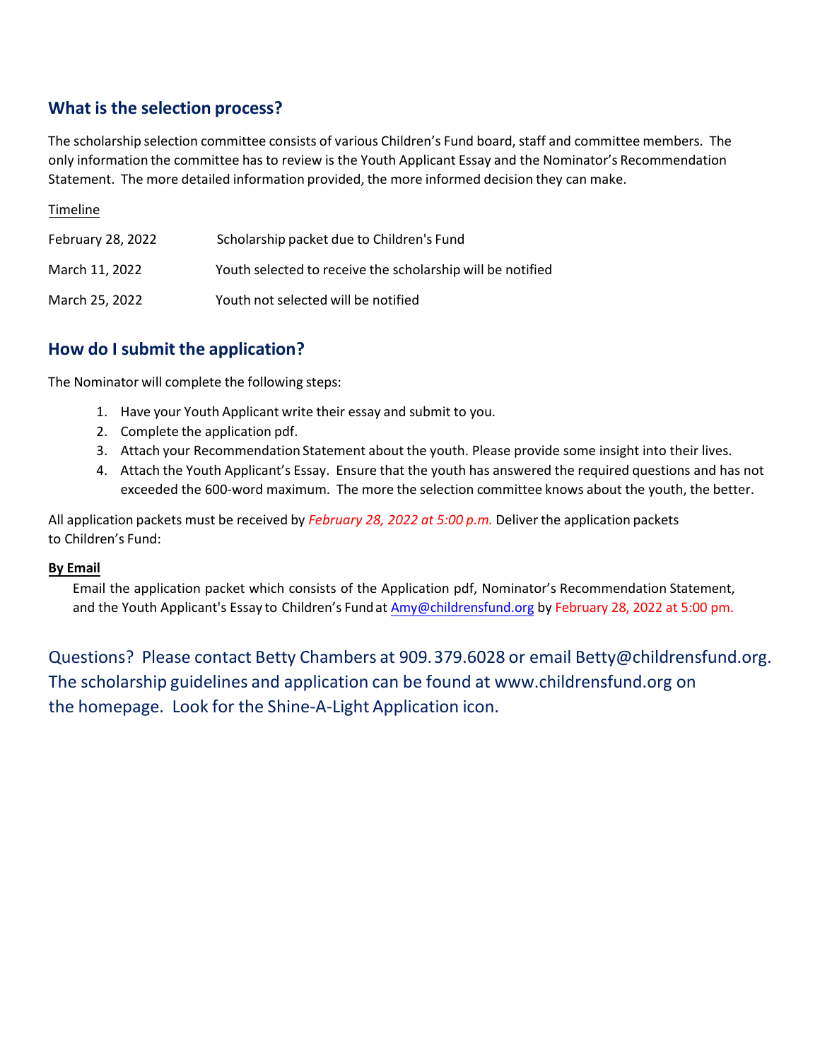## What is the selection process?

The scholarship selection committee consists of various Children's Fund board, staff and committee members. The only information the committee has to review is the Youth Applicant Essay and the Nominator's Recommendation Statement. The more detailed information provided, the more informed decision they can make.

Timeline

| | |
|---|---|
| February 28, 2022 | Scholarship packet due to Children's Fund |
| March 11, 2022 | Youth selected to receive the scholarship will be notified |
| March 25, 2022 | Youth not selected will be notified |

## How do I submit the application?

The Nominator will complete the following steps:

1. Have your Youth Applicant write their essay and submit to you.
2. Complete the application pdf.
3. Attach your Recommendation Statement about the youth. Please provide some insight into their lives.
4. Attach the Youth Applicant's Essay. Ensure that the youth has answered the required questions and has not exceeded the 600-word maximum. The more the selection committee knows about the youth, the better.

All application packets must be received by *February 28, 2022 at 5:00 p.m.* Deliver the application packets to Children's Fund:

**By Email**

Email the application packet which consists of the Application pdf, Nominator's Recommendation Statement, and the Youth Applicant's Essay to Children's Fund at Amy@childrensfund.org by February 28, 2022 at 5:00 pm.

Questions? Please contact Betty Chambers at 909.379.6028 or email Betty@childrensfund.org. The scholarship guidelines and application can be found at www.childrensfund.org on the homepage. Look for the Shine-A-Light Application icon.